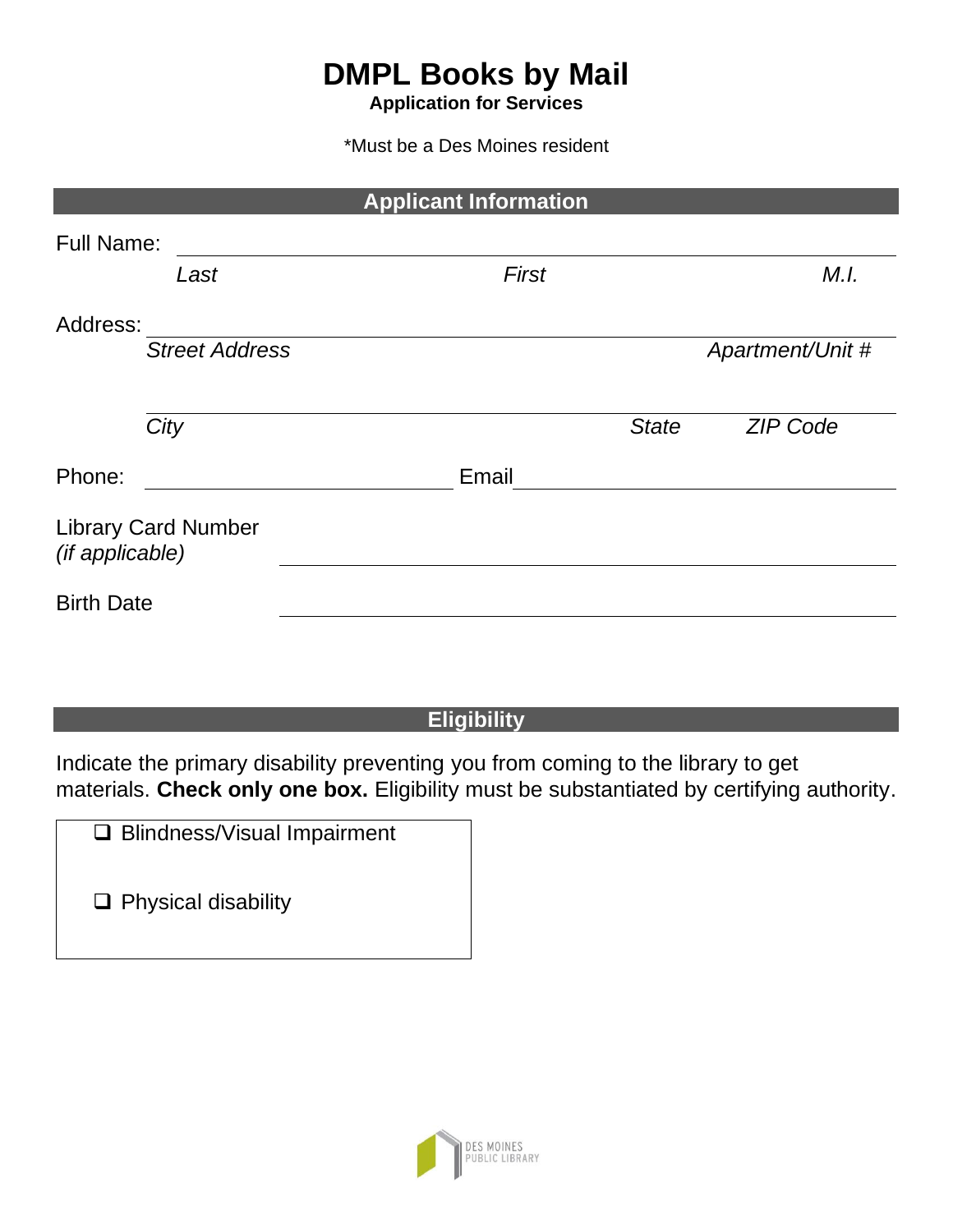# DMPL Books by Mail

**Application for Services**

*Must be a Des Moines resident

## Applicant Information

Full Name: ______________________________________________

*Last* *First* *M.I.*

Address: ______________________________________________

*Street Address* *Apartment/Unit #*

______________________________________________

*City* *State* *ZIP Code*

Phone: ____________________ Email ____________________

Library Card Number *(if applicable)* ____________________

Birth Date ____________________

## Eligibility

Indicate the primary disability preventing you from coming to the library to get materials. **Check only one box.** Eligibility must be substantiated by certifying authority.

- ☐ Blindness/Visual Impairment
- ☐ Physical disability

DES MOINES PUBLIC LIBRARY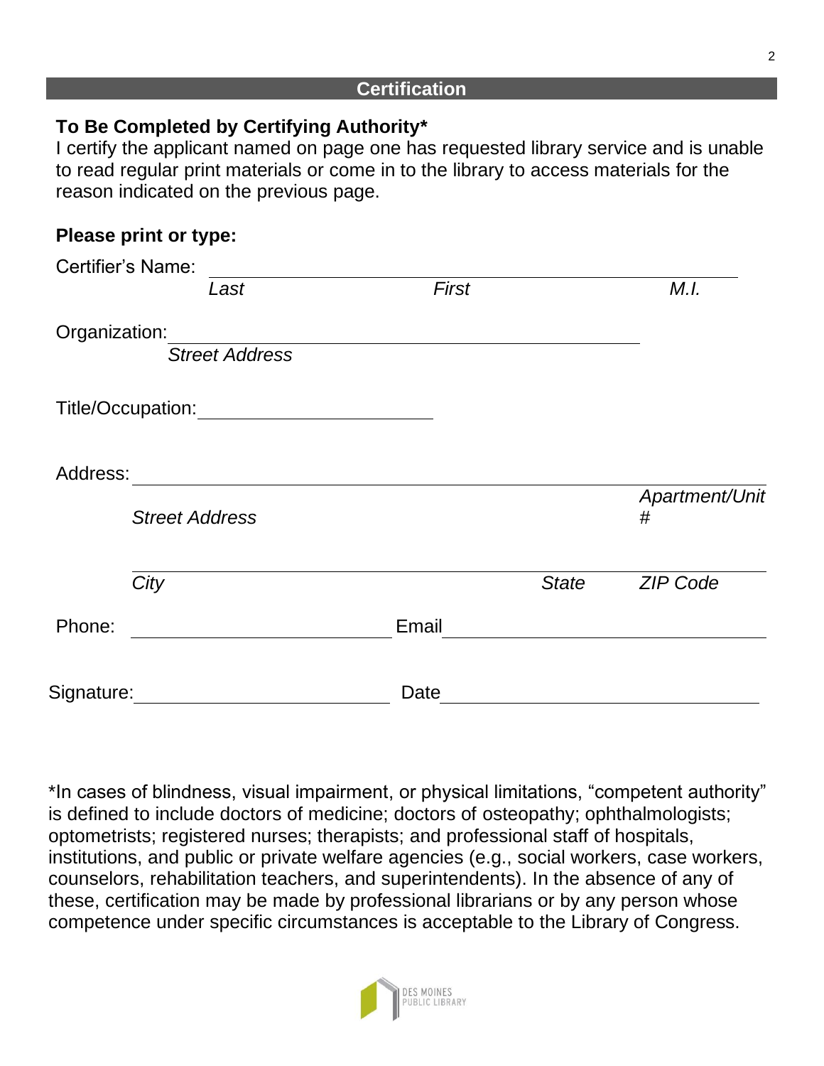## Certification

**To Be Completed by Certifying Authority***

I certify the applicant named on page one has requested library service and is unable to read regular print materials or come in to the library to access materials for the reason indicated on the previous page.

**Please print or type:**

Certifier's Name: ______________________________________________

*Last* *First* *M.I.*

Organization: ______________________________________________

*Street Address*

Title/Occupation: ______________________

Address: ______________________________________________

*Street Address* *Apartment/Unit #*

______________________________________________

*City* *State* *ZIP Code*

Phone: ______________________ Email ______________________

Signature: ______________________ Date ______________________

*In cases of blindness, visual impairment, or physical limitations, "competent authority" is defined to include doctors of medicine; doctors of osteopathy; ophthalmologists; optometrists; registered nurses; therapists; and professional staff of hospitals, institutions, and public or private welfare agencies (e.g., social workers, case workers, counselors, rehabilitation teachers, and superintendents). In the absence of any of these, certification may be made by professional librarians or by any person whose competence under specific circumstances is acceptable to the Library of Congress.

DES MOINES PUBLIC LIBRARY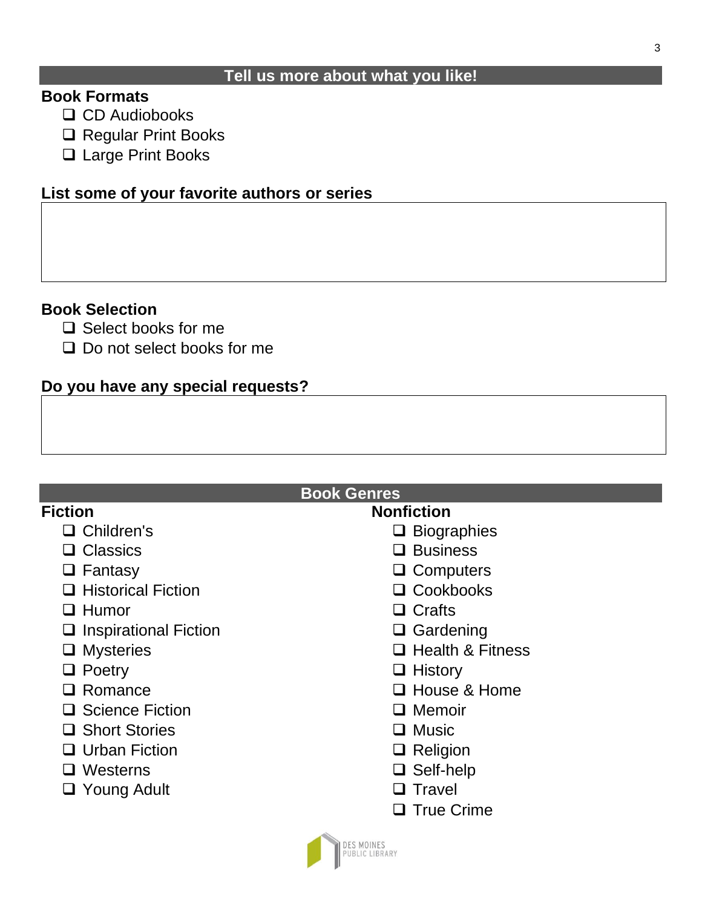## Tell us more about what you like!

**Book Formats**

- ❑ CD Audiobooks
- ❑ Regular Print Books
- ❑ Large Print Books

**List some of your favorite authors or series**

**Book Selection**

- ❑ Select books for me
- ❑ Do not select books for me

**Do you have any special requests?**

## Book Genres

**Fiction**

- ❑ Children's
- ❑ Classics
- ❑ Fantasy
- ❑ Historical Fiction
- ❑ Humor
- ❑ Inspirational Fiction
- ❑ Mysteries
- ❑ Poetry
- ❑ Romance
- ❑ Science Fiction
- ❑ Short Stories
- ❑ Urban Fiction
- ❑ Westerns
- ❑ Young Adult

**Nonfiction**

- ❑ Biographies
- ❑ Business
- ❑ Computers
- ❑ Cookbooks
- ❑ Crafts
- ❑ Gardening
- ❑ Health & Fitness
- ❑ History
- ❑ House & Home
- ❑ Memoir
- ❑ Music
- ❑ Religion
- ❑ Self-help
- ❑ Travel
- ❑ True Crime

DES MOINES PUBLIC LIBRARY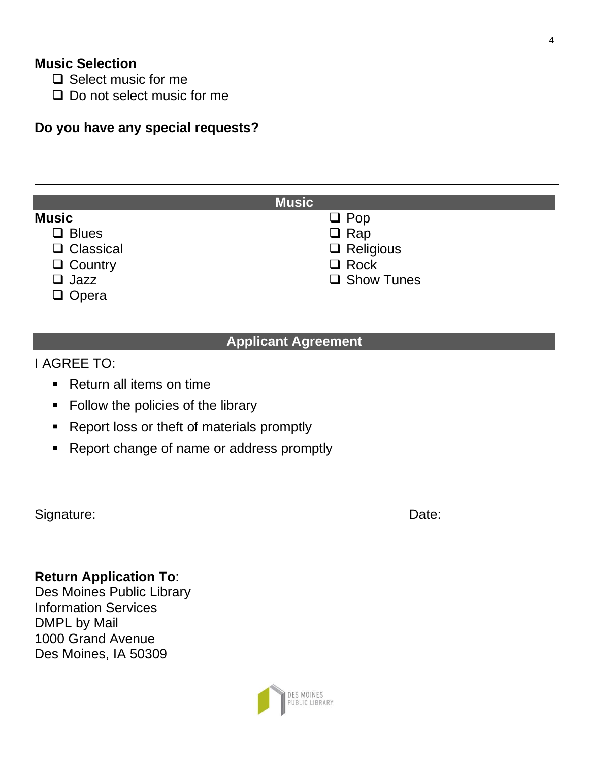**Music Selection**

- ☐ Select music for me
- ☐ Do not select music for me

**Do you have any special requests?**

## Music

**Music**

- ☐ Blues
- ☐ Classical
- ☐ Country
- ☐ Jazz
- ☐ Opera
- ☐ Pop
- ☐ Rap
- ☐ Religious
- ☐ Rock
- ☐ Show Tunes

## Applicant Agreement

I AGREE TO:

- Return all items on time
- Follow the policies of the library
- Report loss or theft of materials promptly
- Report change of name or address promptly

Signature: ______________________________ Date: ______________

**Return Application To**:
Des Moines Public Library
Information Services
DMPL by Mail
1000 Grand Avenue
Des Moines, IA 50309

DES MOINES PUBLIC LIBRARY